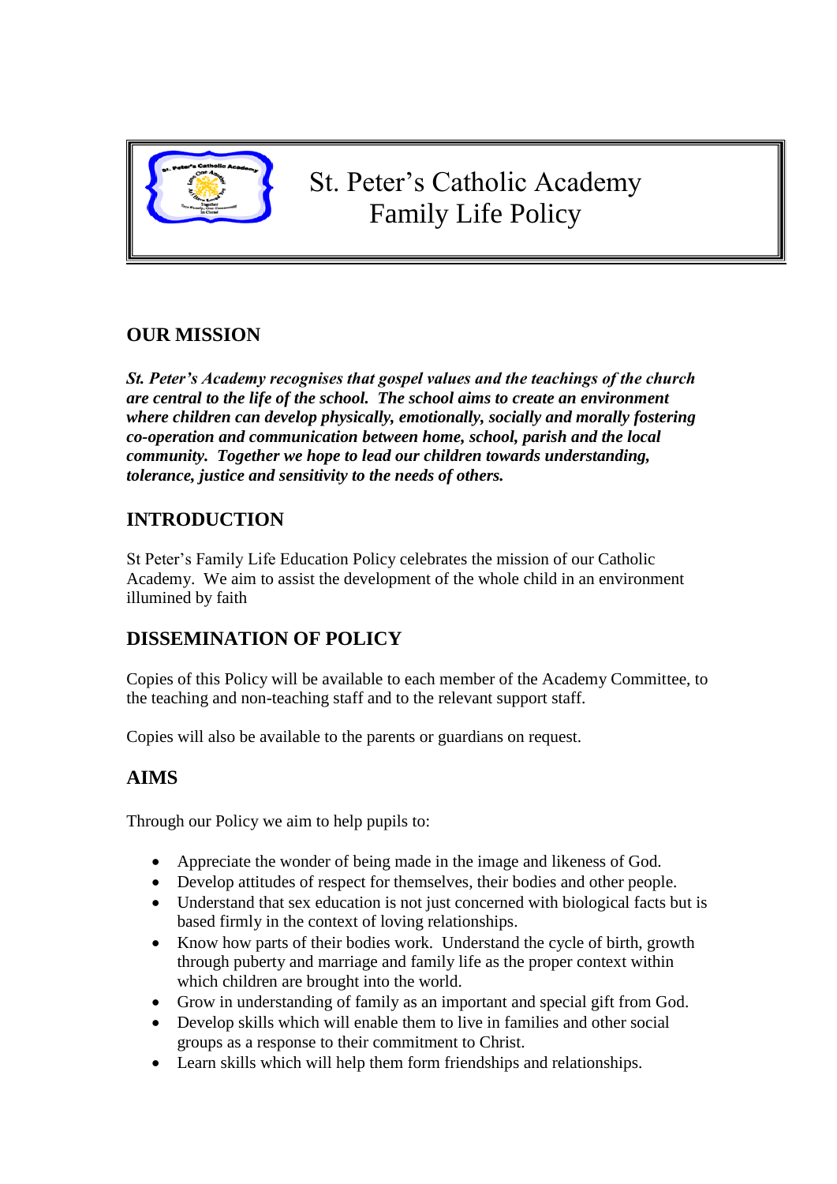# St. Peter's Catholic Academy
# Family Life Policy

## OUR MISSION

***St. Peter's Academy recognises that gospel values and the teachings of the church are central to the life of the school. The school aims to create an environment where children can develop physically, emotionally, socially and morally fostering co-operation and communication between home, school, parish and the local community. Together we hope to lead our children towards understanding, tolerance, justice and sensitivity to the needs of others.***

## INTRODUCTION

St Peter's Family Life Education Policy celebrates the mission of our Catholic Academy. We aim to assist the development of the whole child in an environment illumined by faith

## DISSEMINATION OF POLICY

Copies of this Policy will be available to each member of the Academy Committee, to the teaching and non-teaching staff and to the relevant support staff.

Copies will also be available to the parents or guardians on request.

## AIMS

Through our Policy we aim to help pupils to:

- Appreciate the wonder of being made in the image and likeness of God.
- Develop attitudes of respect for themselves, their bodies and other people.
- Understand that sex education is not just concerned with biological facts but is based firmly in the context of loving relationships.
- Know how parts of their bodies work. Understand the cycle of birth, growth through puberty and marriage and family life as the proper context within which children are brought into the world.
- Grow in understanding of family as an important and special gift from God.
- Develop skills which will enable them to live in families and other social groups as a response to their commitment to Christ.
- Learn skills which will help them form friendships and relationships.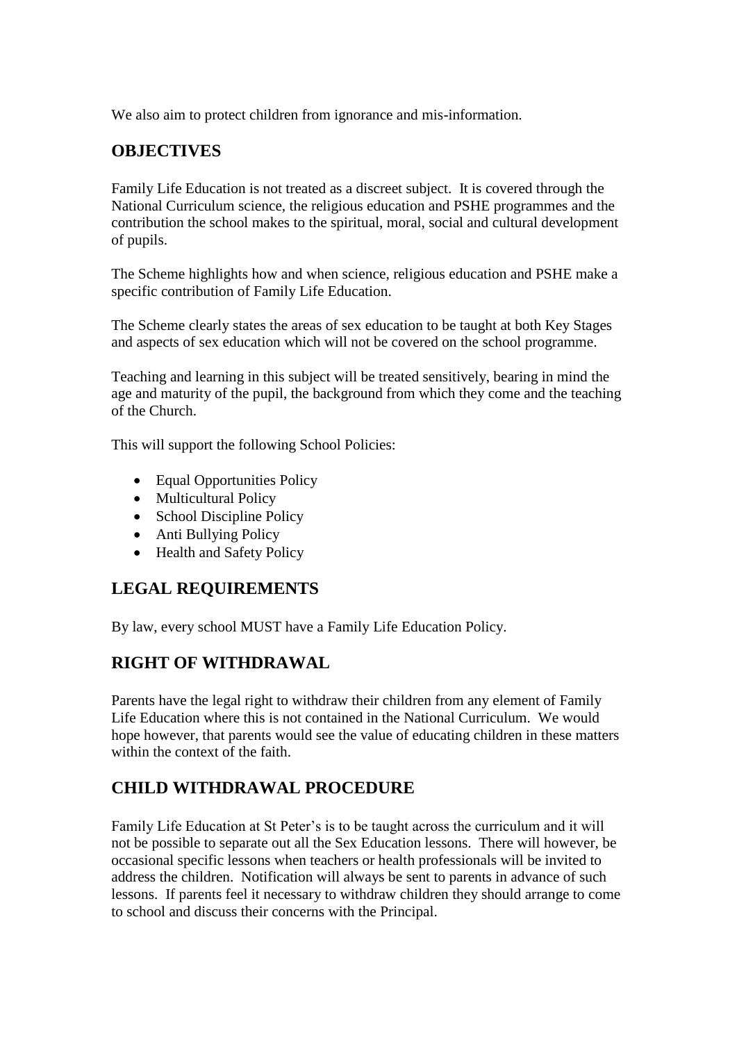We also aim to protect children from ignorance and mis-information.

## OBJECTIVES

Family Life Education is not treated as a discreet subject. It is covered through the National Curriculum science, the religious education and PSHE programmes and the contribution the school makes to the spiritual, moral, social and cultural development of pupils.

The Scheme highlights how and when science, religious education and PSHE make a specific contribution of Family Life Education.

The Scheme clearly states the areas of sex education to be taught at both Key Stages and aspects of sex education which will not be covered on the school programme.

Teaching and learning in this subject will be treated sensitively, bearing in mind the age and maturity of the pupil, the background from which they come and the teaching of the Church.

This will support the following School Policies:

- Equal Opportunities Policy
- Multicultural Policy
- School Discipline Policy
- Anti Bullying Policy
- Health and Safety Policy

## LEGAL REQUIREMENTS

By law, every school MUST have a Family Life Education Policy.

## RIGHT OF WITHDRAWAL

Parents have the legal right to withdraw their children from any element of Family Life Education where this is not contained in the National Curriculum. We would hope however, that parents would see the value of educating children in these matters within the context of the faith.

## CHILD WITHDRAWAL PROCEDURE

Family Life Education at St Peter's is to be taught across the curriculum and it will not be possible to separate out all the Sex Education lessons. There will however, be occasional specific lessons when teachers or health professionals will be invited to address the children. Notification will always be sent to parents in advance of such lessons. If parents feel it necessary to withdraw children they should arrange to come to school and discuss their concerns with the Principal.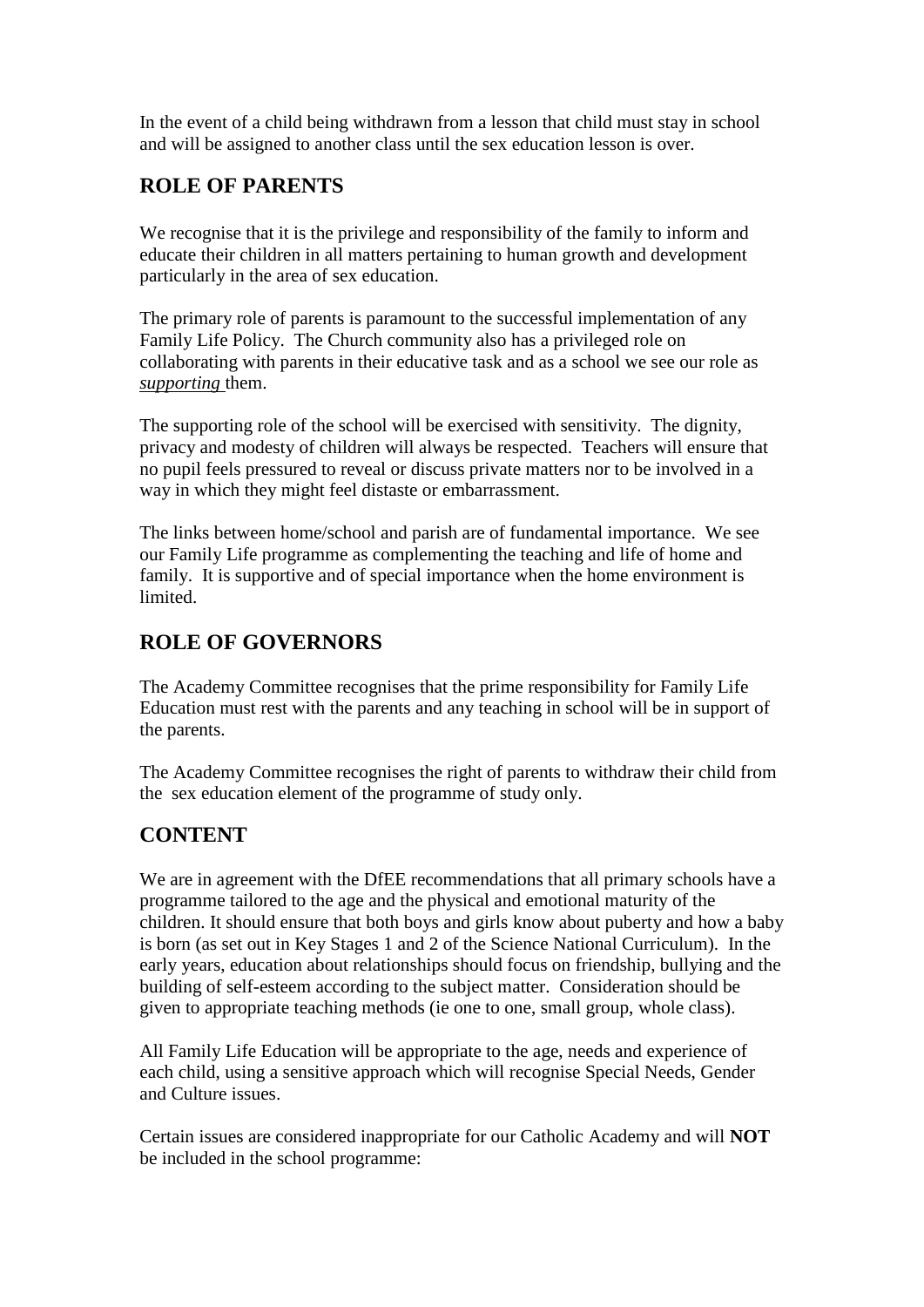In the event of a child being withdrawn from a lesson that child must stay in school and will be assigned to another class until the sex education lesson is over.

## ROLE OF PARENTS

We recognise that it is the privilege and responsibility of the family to inform and educate their children in all matters pertaining to human growth and development particularly in the area of sex education.

The primary role of parents is paramount to the successful implementation of any Family Life Policy. The Church community also has a privileged role on collaborating with parents in their educative task and as a school we see our role as *supporting* them.

The supporting role of the school will be exercised with sensitivity. The dignity, privacy and modesty of children will always be respected. Teachers will ensure that no pupil feels pressured to reveal or discuss private matters nor to be involved in a way in which they might feel distaste or embarrassment.

The links between home/school and parish are of fundamental importance. We see our Family Life programme as complementing the teaching and life of home and family. It is supportive and of special importance when the home environment is limited.

## ROLE OF GOVERNORS

The Academy Committee recognises that the prime responsibility for Family Life Education must rest with the parents and any teaching in school will be in support of the parents.

The Academy Committee recognises the right of parents to withdraw their child from the sex education element of the programme of study only.

## CONTENT

We are in agreement with the DfEE recommendations that all primary schools have a programme tailored to the age and the physical and emotional maturity of the children. It should ensure that both boys and girls know about puberty and how a baby is born (as set out in Key Stages 1 and 2 of the Science National Curriculum). In the early years, education about relationships should focus on friendship, bullying and the building of self-esteem according to the subject matter. Consideration should be given to appropriate teaching methods (ie one to one, small group, whole class).

All Family Life Education will be appropriate to the age, needs and experience of each child, using a sensitive approach which will recognise Special Needs, Gender and Culture issues.

Certain issues are considered inappropriate for our Catholic Academy and will **NOT** be included in the school programme: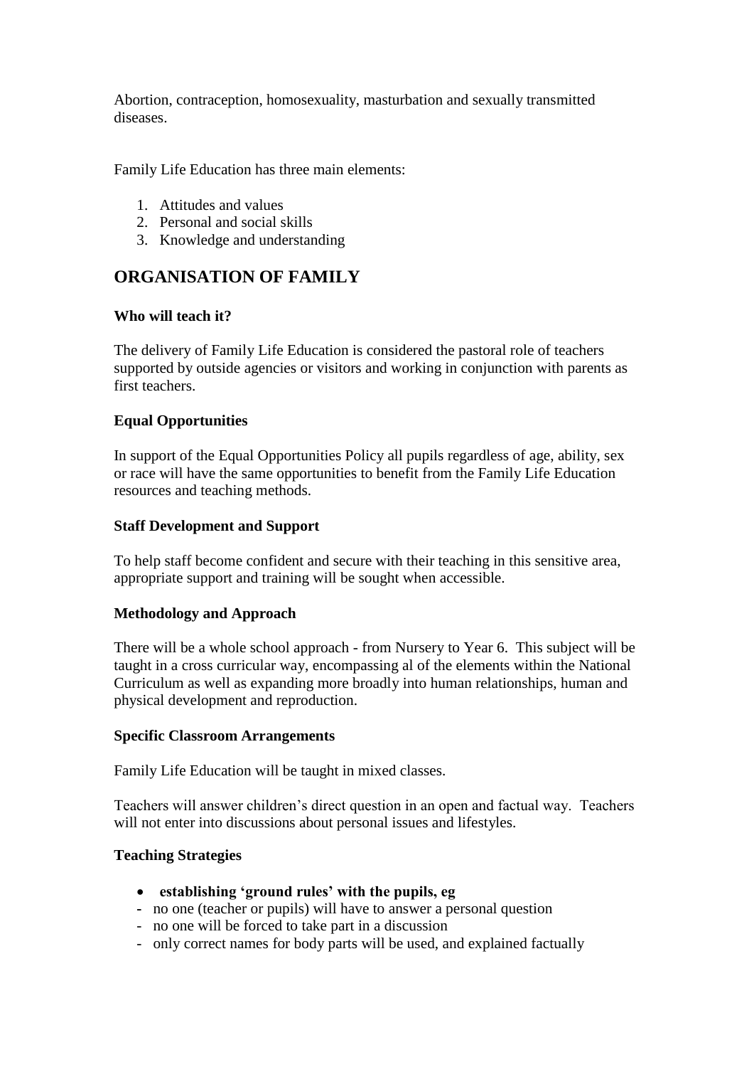Abortion, contraception, homosexuality, masturbation and sexually transmitted diseases.

Family Life Education has three main elements:

1. Attitudes and values
2. Personal and social skills
3. Knowledge and understanding

## ORGANISATION OF FAMILY

**Who will teach it?**

The delivery of Family Life Education is considered the pastoral role of teachers supported by outside agencies or visitors and working in conjunction with parents as first teachers.

**Equal Opportunities**

In support of the Equal Opportunities Policy all pupils regardless of age, ability, sex or race will have the same opportunities to benefit from the Family Life Education resources and teaching methods.

**Staff Development and Support**

To help staff become confident and secure with their teaching in this sensitive area, appropriate support and training will be sought when accessible.

**Methodology and Approach**

There will be a whole school approach - from Nursery to Year 6. This subject will be taught in a cross curricular way, encompassing al of the elements within the National Curriculum as well as expanding more broadly into human relationships, human and physical development and reproduction.

**Specific Classroom Arrangements**

Family Life Education will be taught in mixed classes.

Teachers will answer children's direct question in an open and factual way. Teachers will not enter into discussions about personal issues and lifestyles.

**Teaching Strategies**

- **establishing 'ground rules' with the pupils, eg**
  - no one (teacher or pupils) will have to answer a personal question
  - no one will be forced to take part in a discussion
  - only correct names for body parts will be used, and explained factually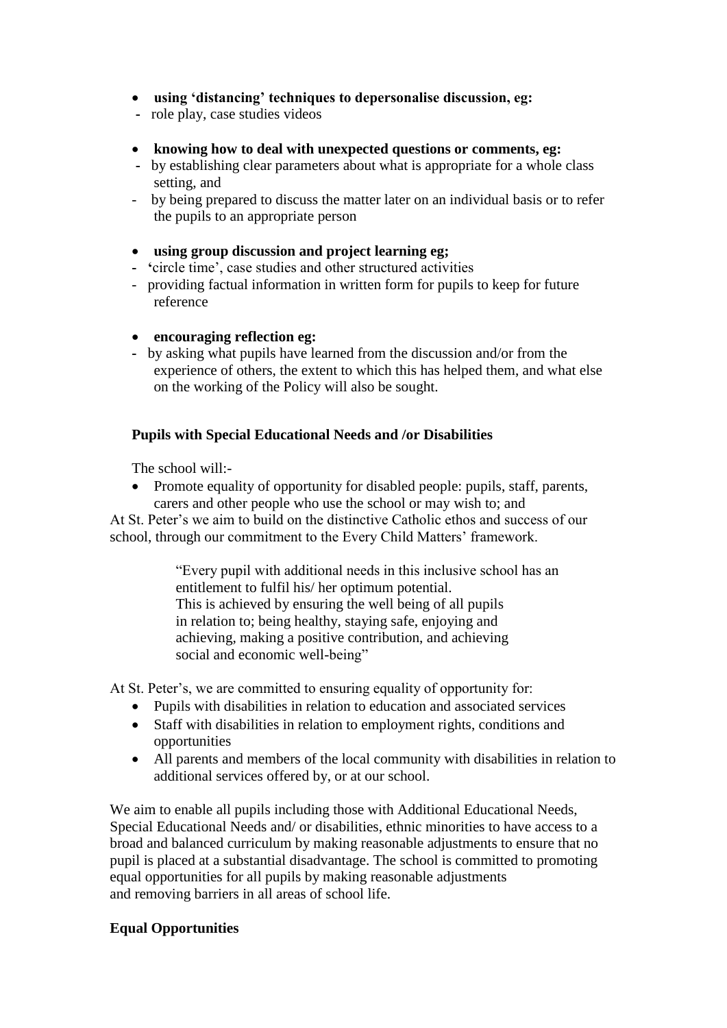- **using 'distancing' techniques to depersonalise discussion, eg:**
  - role play, case studies videos

- **knowing how to deal with unexpected questions or comments, eg:**
  - by establishing clear parameters about what is appropriate for a whole class setting, and
  - by being prepared to discuss the matter later on an individual basis or to refer the pupils to an appropriate person

- **using group discussion and project learning eg;**
  - 'circle time', case studies and other structured activities
  - providing factual information in written form for pupils to keep for future reference

- **encouraging reflection eg:**
  - by asking what pupils have learned from the discussion and/or from the experience of others, the extent to which this has helped them, and what else on the working of the Policy will also be sought.

**Pupils with Special Educational Needs and /or Disabilities**

The school will:-

- Promote equality of opportunity for disabled people: pupils, staff, parents, carers and other people who use the school or may wish to; and

At St. Peter's we aim to build on the distinctive Catholic ethos and success of our school, through our commitment to the Every Child Matters' framework.

> "Every pupil with additional needs in this inclusive school has an entitlement to fulfil his/ her optimum potential.
> This is achieved by ensuring the well being of all pupils in relation to; being healthy, staying safe, enjoying and achieving, making a positive contribution, and achieving social and economic well-being"

At St. Peter's, we are committed to ensuring equality of opportunity for:

- Pupils with disabilities in relation to education and associated services
- Staff with disabilities in relation to employment rights, conditions and opportunities
- All parents and members of the local community with disabilities in relation to additional services offered by, or at our school.

We aim to enable all pupils including those with Additional Educational Needs, Special Educational Needs and/ or disabilities, ethnic minorities to have access to a broad and balanced curriculum by making reasonable adjustments to ensure that no pupil is placed at a substantial disadvantage. The school is committed to promoting equal opportunities for all pupils by making reasonable adjustments and removing barriers in all areas of school life.

**Equal Opportunities**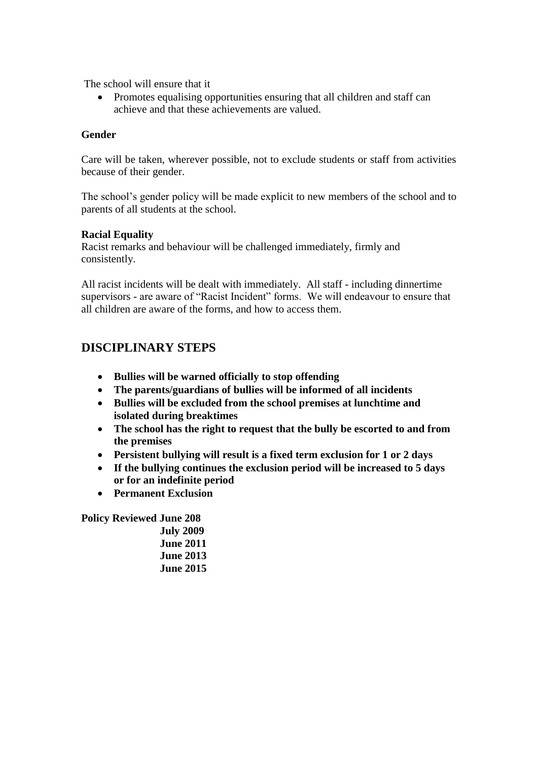The school will ensure that it

- Promotes equalising opportunities ensuring that all children and staff can achieve and that these achievements are valued.

**Gender**

Care will be taken, wherever possible, not to exclude students or staff from activities because of their gender.

The school's gender policy will be made explicit to new members of the school and to parents of all students at the school.

**Racial Equality**

Racist remarks and behaviour will be challenged immediately, firmly and consistently.

All racist incidents will be dealt with immediately. All staff - including dinnertime supervisors - are aware of "Racist Incident" forms. We will endeavour to ensure that all children are aware of the forms, and how to access them.

## DISCIPLINARY STEPS

- **Bullies will be warned officially to stop offending**
- **The parents/guardians of bullies will be informed of all incidents**
- **Bullies will be excluded from the school premises at lunchtime and isolated during breaktimes**
- **The school has the right to request that the bully be escorted to and from the premises**
- **Persistent bullying will result is a fixed term exclusion for 1 or 2 days**
- **If the bullying continues the exclusion period will be increased to 5 days or for an indefinite period**
- **Permanent Exclusion**

**Policy Reviewed June 208**
**July 2009**
**June 2011**
**June 2013**
**June 2015**